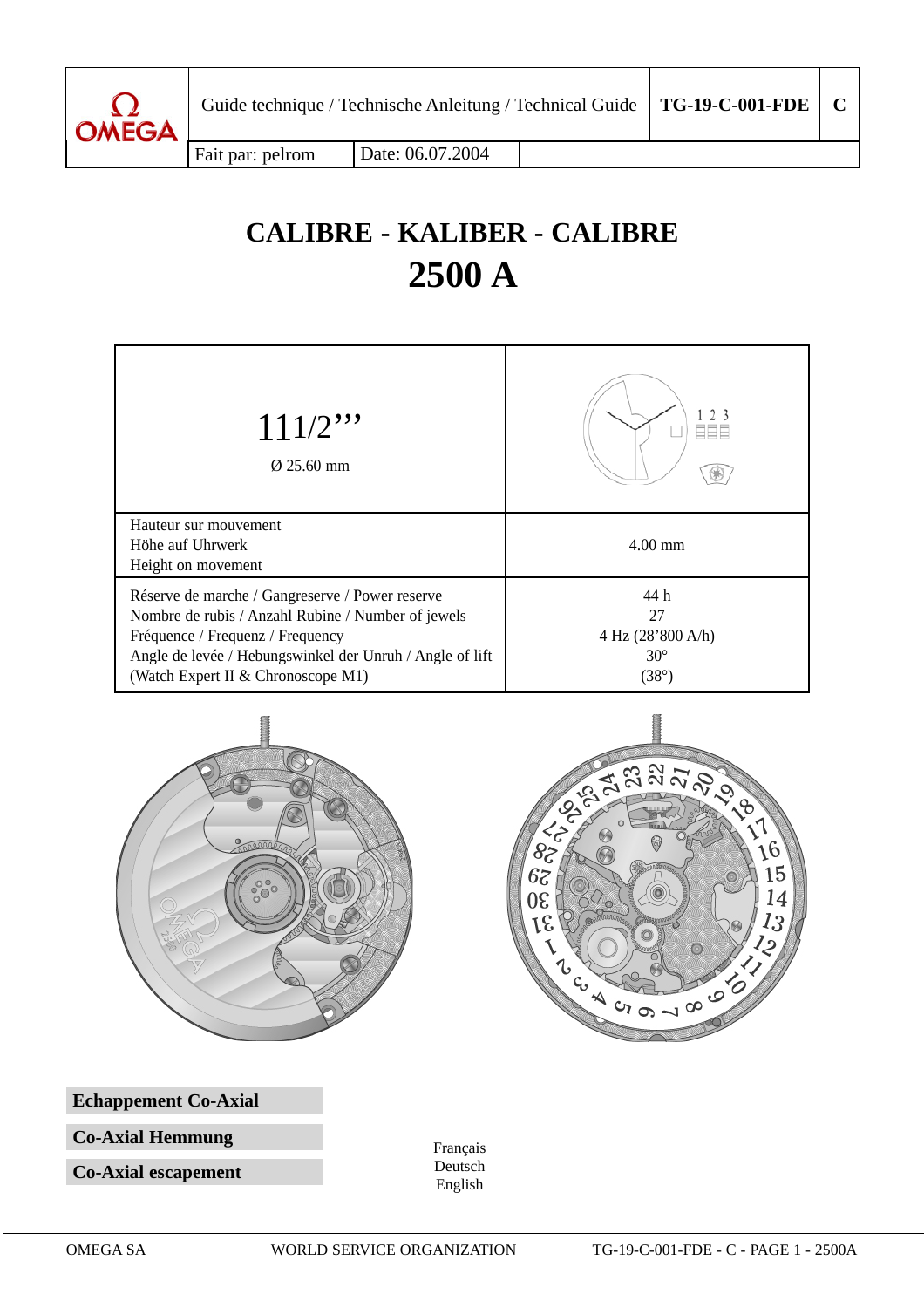| | | |
|---|---|---|
| Guide technique / Technische Anleitung / Technical Guide | TG-19-C-001-FDE | C |
| Fait par: pelrom | Date: 06.07.2004 | |

# CALIBRE - KALIBER - CALIBRE
# 2500 A

| | |
|---|---|
| 11 1/2''' <br> Ø 25.60 mm | |
| Hauteur sur mouvement <br> Höhe auf Uhrwerk <br> Height on movement | 4.00 mm |
| Réserve de marche / Gangreserve / Power reserve <br> Nombre de rubis / Anzahl Rubine / Number of jewels <br> Fréquence / Frequenz / Frequency <br> Angle de levée / Hebungswinkel der Unruh / Angle of lift <br> (Watch Expert II & Chronoscope M1) | 44 h <br> 27 <br> 4 Hz (28'800 A/h) <br> 30° <br> (38°) |

**Echappement Co-Axial**

**Co-Axial Hemmung**

**Co-Axial escapement**

Français
Deutsch
English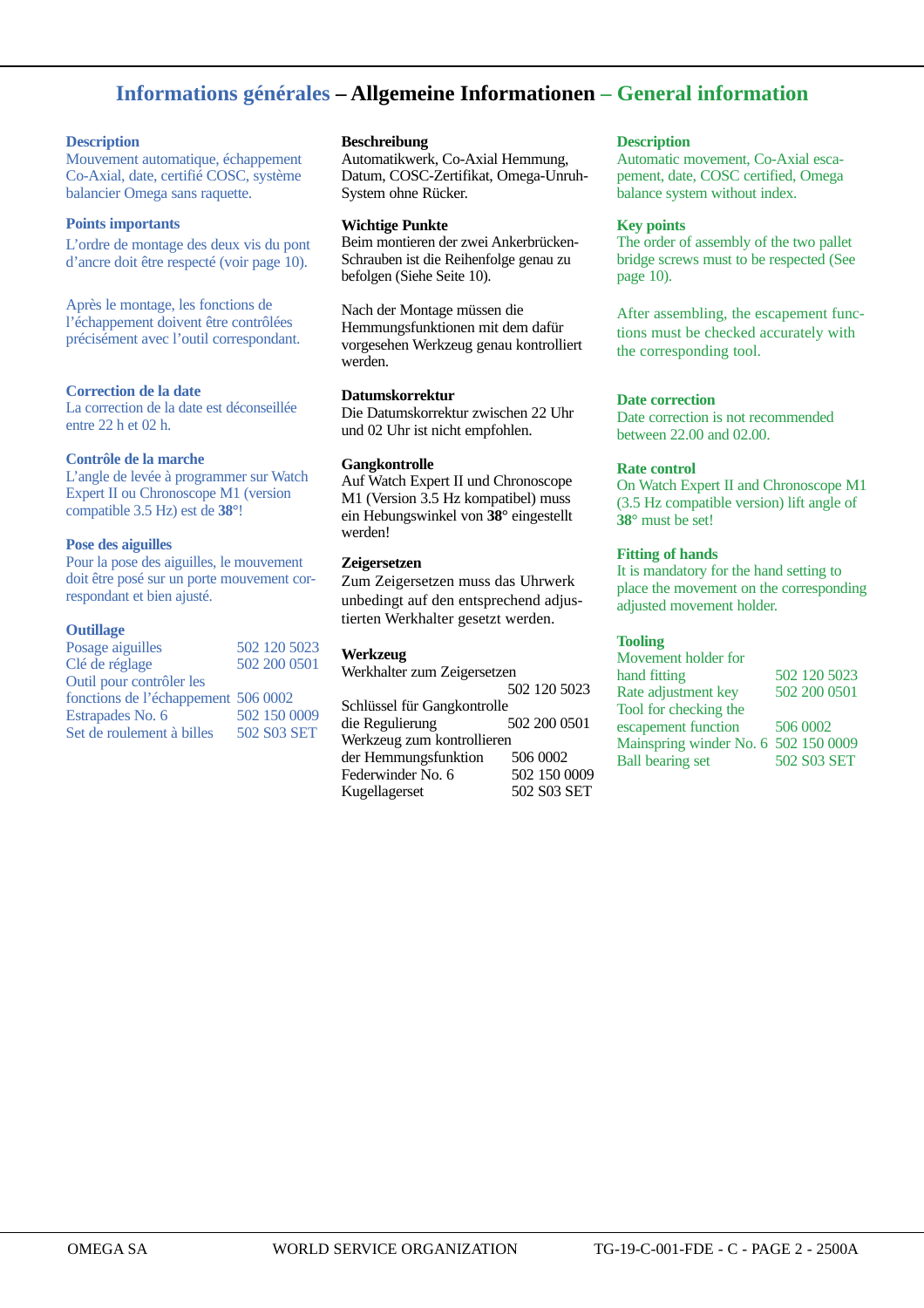# Informations générales – Allgemeine Informationen – General information

## Description

Mouvement automatique, échappement Co-Axial, date, certifié COSC, système balancier Omega sans raquette.

## Points importants

L'ordre de montage des deux vis du pont d'ancre doit être respecté (voir page 10).

Après le montage, les fonctions de l'échappement doivent être contrôlées précisément avec l'outil correspondant.

## Correction de la date

La correction de la date est déconseillée entre 22 h et 02 h.

## Contrôle de la marche

L'angle de levée à programmer sur Watch Expert II ou Chronoscope M1 (version compatible 3.5 Hz) est de **38°**!

## Pose des aiguilles

Pour la pose des aiguilles, le mouvement doit être posé sur un porte mouvement correspondant et bien ajusté.

## Outillage

| | |
|---|---|
| Posage aiguilles | 502 120 5023 |
| Clé de réglage | 502 200 0501 |
| Outil pour contrôler les fonctions de l'échappement | 506 0002 |
| Estrapades No. 6 | 502 150 0009 |
| Set de roulement à billes | 502 S03 SET |

## Beschreibung

Automatikwerk, Co-Axial Hemmung, Datum, COSC-Zertifikat, Omega-Unruh-System ohne Rücker.

## Wichtige Punkte

Beim montieren der zwei Ankerbrücken-Schrauben ist die Reihenfolge genau zu befolgen (Siehe Seite 10).

Nach der Montage müssen die Hemmungsfunktionen mit dem dafür vorgesehen Werkzeug genau kontrolliert werden.

## Datumskorrektur

Die Datumskorrektur zwischen 22 Uhr und 02 Uhr ist nicht empfohlen.

## Gangkontrolle

Auf Watch Expert II und Chronoscope M1 (Version 3.5 Hz kompatibel) muss ein Hebungswinkel von **38°** eingestellt werden!

## Zeigersetzen

Zum Zeigersetzen muss das Uhrwerk unbedingt auf den entsprechend adjustierten Werkhalter gesetzt werden.

## Werkzeug

| | |
|---|---|
| Werkhalter zum Zeigersetzen | 502 120 5023 |
| Schlüssel für Gangkontrolle die Regulierung | 502 200 0501 |
| Werkzeug zum kontrollieren der Hemmungsfunktion | 506 0002 |
| Federwinder No. 6 | 502 150 0009 |
| Kugellagerset | 502 S03 SET |

## Description

Automatic movement, Co-Axial escapement, date, COSC certified, Omega balance system without index.

## Key points

The order of assembly of the two pallet bridge screws must to be respected (See page 10).

After assembling, the escapement functions must be checked accurately with the corresponding tool.

## Date correction

Date correction is not recommended between 22.00 and 02.00.

## Rate control

On Watch Expert II and Chronoscope M1 (3.5 Hz compatible version) lift angle of **38°** must be set!

## Fitting of hands

It is mandatory for the hand setting to place the movement on the corresponding adjusted movement holder.

## Tooling

| | |
|---|---|
| Movement holder for hand fitting | 502 120 5023 |
| Rate adjustment key | 502 200 0501 |
| Tool for checking the escapement function | 506 0002 |
| Mainspring winder No. 6 | 502 150 0009 |
| Ball bearing set | 502 S03 SET |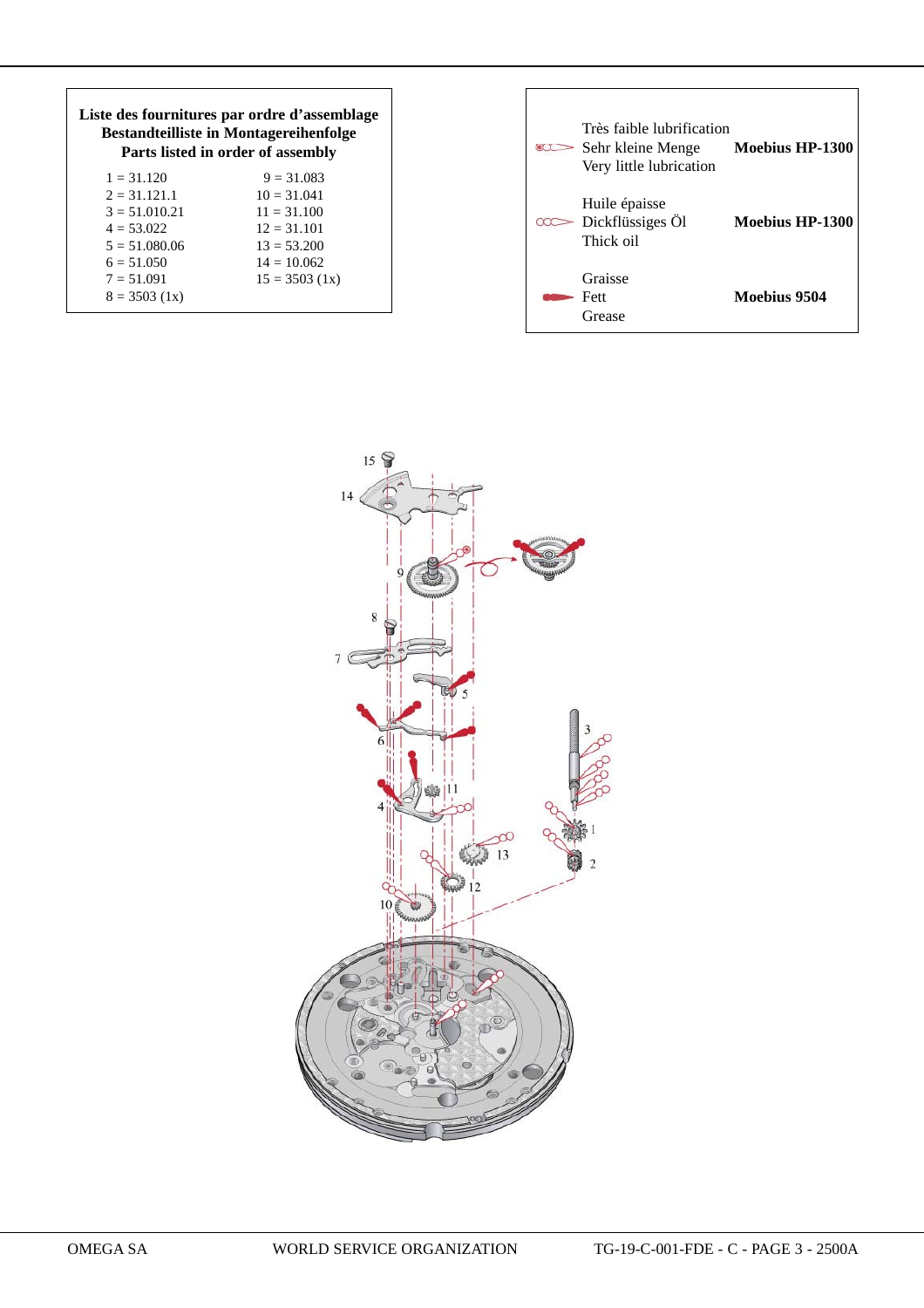**Liste des fournitures par ordre d'assemblage**
**Bestandteilliste in Montagereihenfolge**
**Parts listed in order of assembly**

| | |
|---|---|
| 1 = 31.120 | 9 = 31.083 |
| 2 = 31.121.1 | 10 = 31.041 |
| 3 = 51.010.21 | 11 = 31.100 |
| 4 = 53.022 | 12 = 31.101 |
| 5 = 51.080.06 | 13 = 53.200 |
| 6 = 51.050 | 14 = 10.062 |
| 7 = 51.091 | 15 = 3503 (1x) |
| 8 = 3503 (1x) | |

| Lubrication | Product |
|---|---|
| Très faible lubrification<br>Sehr kleine Menge<br>Very little lubrication | **Moebius HP-1300** |
| Huile épaisse<br>Dickflüssiges Öl<br>Thick oil | **Moebius HP-1300** |
| Graisse<br>Fett<br>Grease | **Moebius 9504** |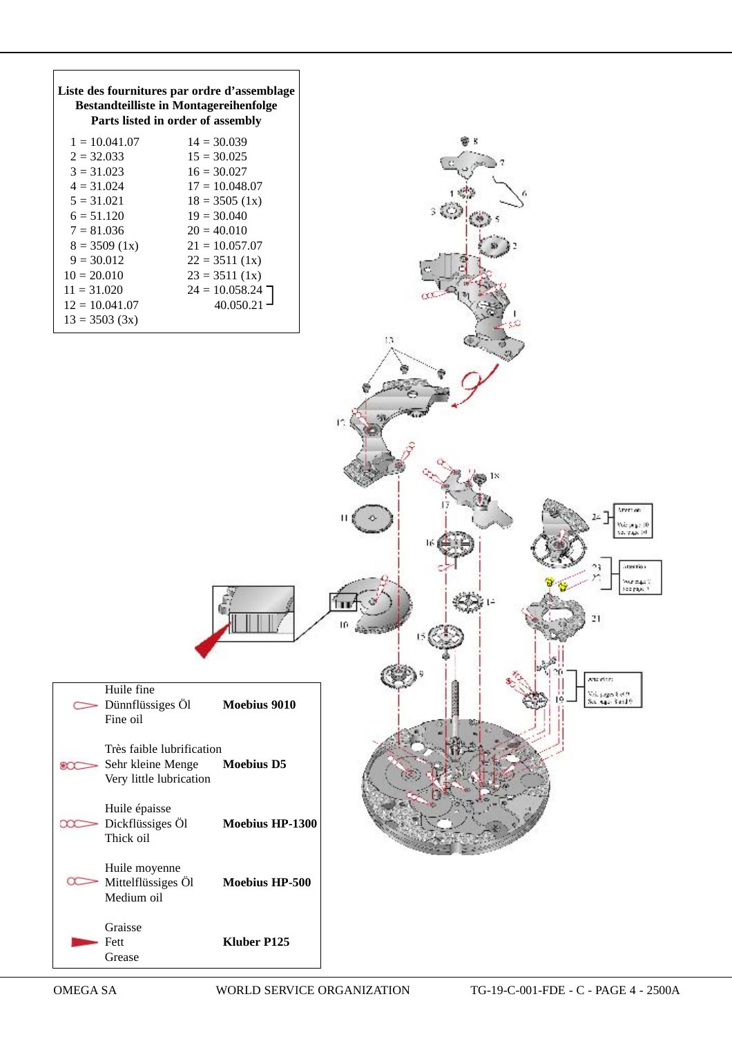**Liste des fournitures par ordre d'assemblage**
**Bestandteilliste in Montagereihenfolge**
**Parts listed in order of assembly**

| | |
|---|---|
| 1 = 10.041.07 | 14 = 30.039 |
| 2 = 32.033 | 15 = 30.025 |
| 3 = 31.023 | 16 = 30.027 |
| 4 = 31.024 | 17 = 10.048.07 |
| 5 = 31.021 | 18 = 3505 (1x) |
| 6 = 51.120 | 19 = 30.040 |
| 7 = 81.036 | 20 = 40.010 |
| 8 = 3509 (1x) | 21 = 10.057.07 |
| 9 = 30.012 | 22 = 3511 (1x) |
| 10 = 20.010 | 23 = 3511 (1x) |
| 11 = 31.020 | 24 = 10.058.24 / 40.050.21 |
| 12 = 10.041.07 | |
| 13 = 3503 (3x) | |

| | |
|---|---|
| Huile fine / Dünnflüssiges Öl / Fine oil | **Moebius 9010** |
| Très faible lubrification / Sehr kleine Menge / Very little lubrication | **Moebius D5** |
| Huile épaisse / Dickflüssiges Öl / Thick oil | **Moebius HP-1300** |
| Huile moyenne / Mittelflüssiges Öl / Medium oil | **Moebius HP-500** |
| Graisse / Fett / Grease | **Kluber P125** |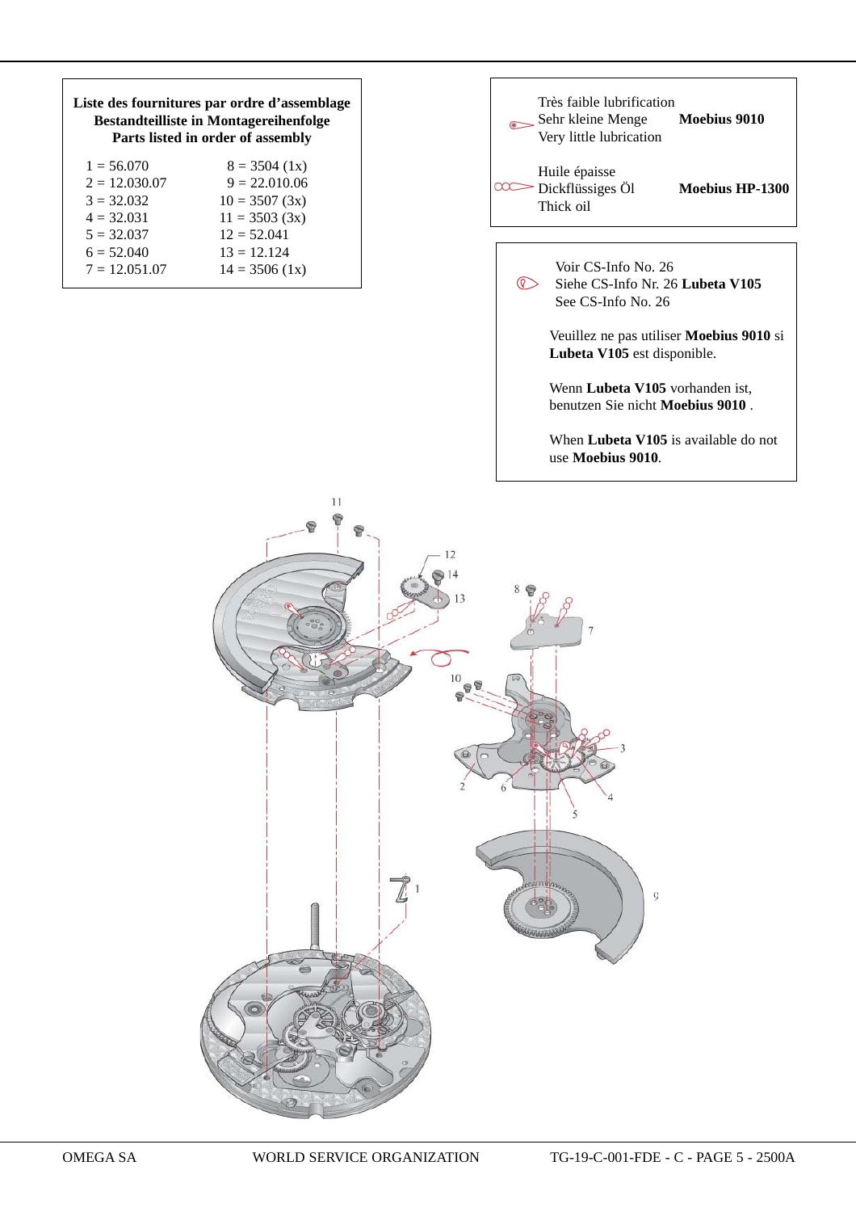**Liste des fournitures par ordre d'assemblage**
**Bestandteilliste in Montagereihenfolge**
**Parts listed in order of assembly**

| | |
|---|---|
| 1 = 56.070 | 8 = 3504 (1x) |
| 2 = 12.030.07 | 9 = 22.010.06 |
| 3 = 32.032 | 10 = 3507 (3x) |
| 4 = 32.031 | 11 = 3503 (3x) |
| 5 = 32.037 | 12 = 52.041 |
| 6 = 52.040 | 13 = 12.124 |
| 7 = 12.051.07 | 14 = 3506 (1x) |

| | |
|---|---|
| Très faible lubrification<br>Sehr kleine Menge<br>Very little lubrication | **Moebius 9010** |
| Huile épaisse<br>Dickflüssiges Öl<br>Thick oil | **Moebius HP-1300** |

Voir CS-Info No. 26
Siehe CS-Info Nr. 26 **Lubeta V105**
See CS-Info No. 26

Veuillez ne pas utiliser **Moebius 9010** si **Lubeta V105** est disponible.

Wenn **Lubeta V105** vorhanden ist, benutzen Sie nicht **Moebius 9010** .

When **Lubeta V105** is available do not use **Moebius 9010**.

OMEGA SA WORLD SERVICE ORGANIZATION TG-19-C-001-FDE - C - PAGE 5 - 2500A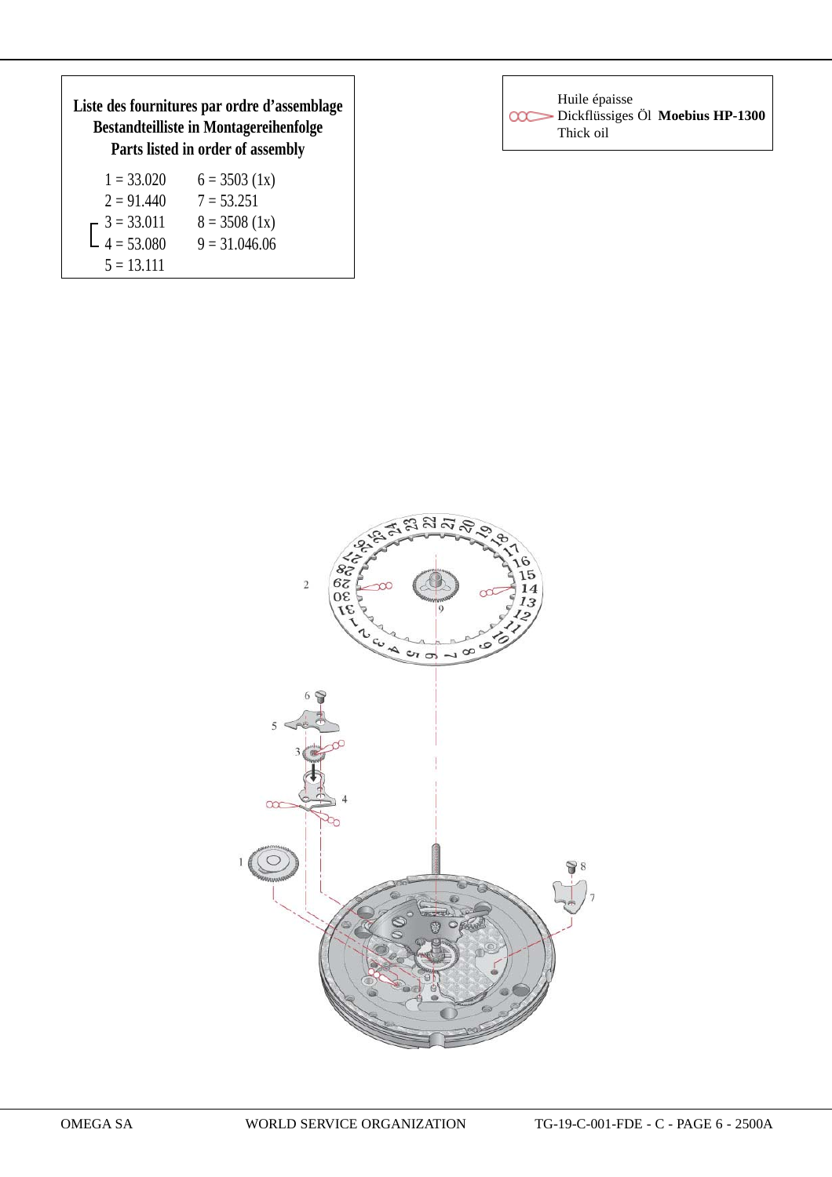**Liste des fournitures par ordre d'assemblage**
**Bestandteilliste in Montagereihenfolge**
**Parts listed in order of assembly**

| | |
|---|---|
| 1 = 33.020 | 6 = 3503 (1x) |
| 2 = 91.440 | 7 = 53.251 |
| 3 = 33.011 | 8 = 3508 (1x) |
| 4 = 53.080 | 9 = 31.046.06 |
| 5 = 13.111 | |

Huile épaisse
Dickflüssiges Öl **Moebius HP-1300**
Thick oil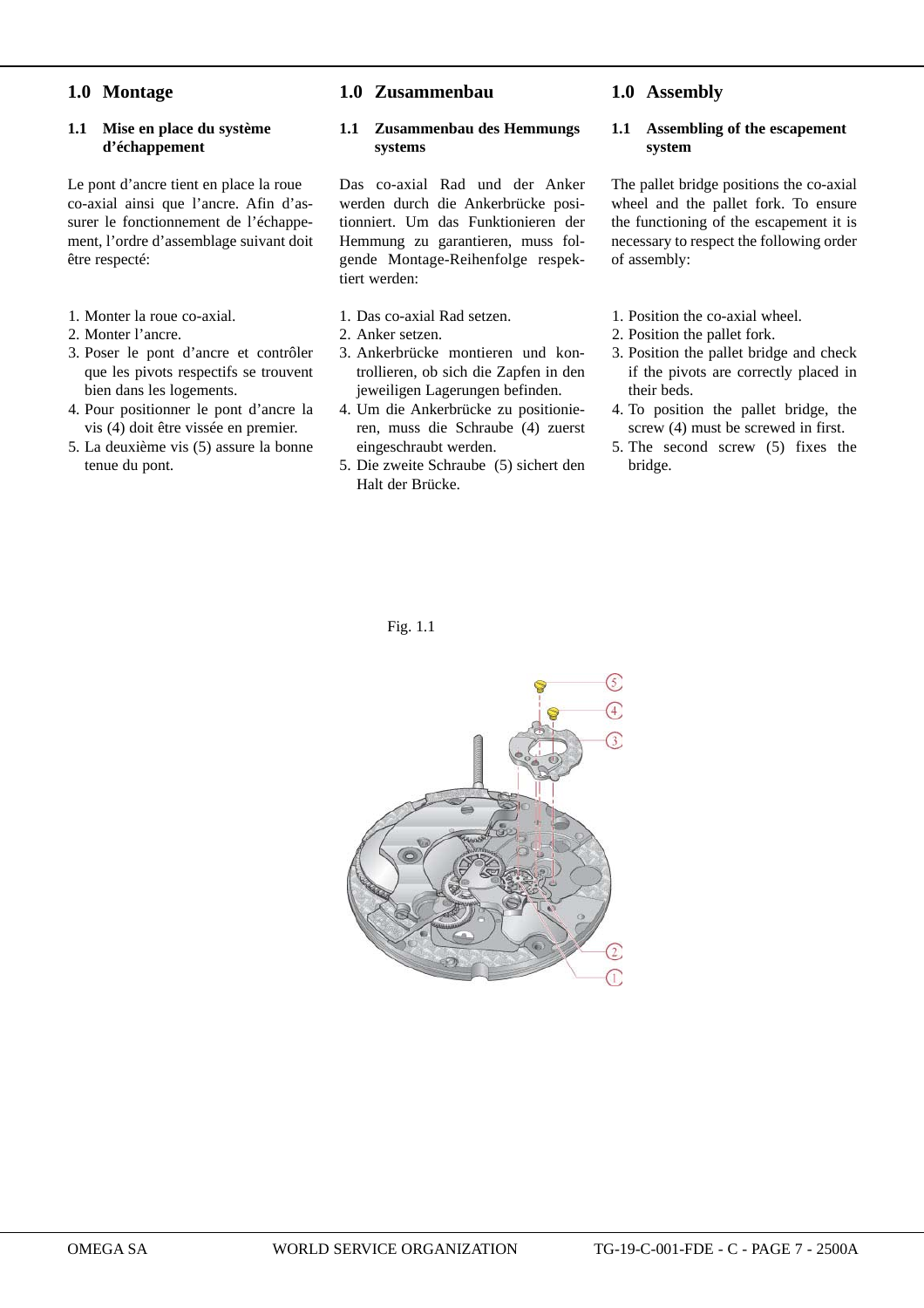## 1.0 Montage

### 1.1 Mise en place du système d'échappement

Le pont d'ancre tient en place la roue co-axial ainsi que l'ancre. Afin d'assurer le fonctionnement de l'échappement, l'ordre d'assemblage suivant doit être respecté:

1. Monter la roue co-axial.
2. Monter l'ancre.
3. Poser le pont d'ancre et contrôler que les pivots respectifs se trouvent bien dans les logements.
4. Pour positionner le pont d'ancre la vis (4) doit être vissée en premier.
5. La deuxième vis (5) assure la bonne tenue du pont.

## 1.0 Zusammenbau

### 1.1 Zusammenbau des Hemmungs systems

Das co-axial Rad und der Anker werden durch die Ankerbrücke positionniert. Um das Funktionieren der Hemmung zu garantieren, muss folgende Montage-Reihenfolge respektiert werden:

1. Das co-axial Rad setzen.
2. Anker setzen.
3. Ankerbrücke montieren und kontrollieren, ob sich die Zapfen in den jeweiligen Lagerungen befinden.
4. Um die Ankerbrücke zu positionieren, muss die Schraube (4) zuerst eingeschraubt werden.
5. Die zweite Schraube (5) sichert den Halt der Brücke.

## 1.0 Assembly

### 1.1 Assembling of the escapement system

The pallet bridge positions the co-axial wheel and the pallet fork. To ensure the functioning of the escapement it is necessary to respect the following order of assembly:

1. Position the co-axial wheel.
2. Position the pallet fork.
3. Position the pallet bridge and check if the pivots are correctly placed in their beds.
4. To position the pallet bridge, the screw (4) must be screwed in first.
5. The second screw (5) fixes the bridge.

Fig. 1.1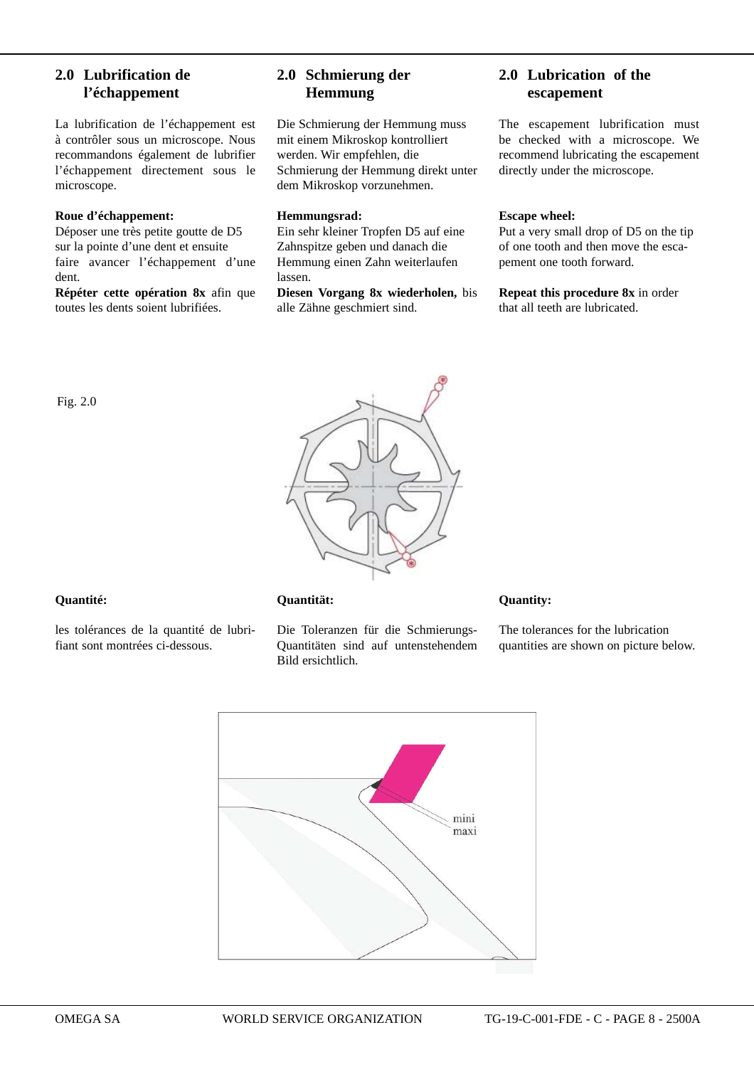## 2.0 Lubrification de l'échappement

La lubrification de l'échappement est à contrôler sous un microscope. Nous recommandons également de lubrifier l'échappement directement sous le microscope.

**Roue d'échappement:**
Déposer une très petite goutte de D5 sur la pointe d'une dent et ensuite faire avancer l'échappement d'une dent.
**Répéter cette opération 8x** afin que toutes les dents soient lubrifiées.

## 2.0 Schmierung der Hemmung

Die Schmierung der Hemmung muss mit einem Mikroskop kontrolliert werden. Wir empfehlen, die Schmierung der Hemmung direkt unter dem Mikroskop vorzunehmen.

**Hemmungsrad:**
Ein sehr kleiner Tropfen D5 auf eine Zahnspitze geben und danach die Hemmung einen Zahn weiterlaufen lassen.
**Diesen Vorgang 8x wiederholen,** bis alle Zähne geschmiert sind.

## 2.0 Lubrication of the escapement

The escapement lubrication must be checked with a microscope. We recommend lubricating the escapement directly under the microscope.

**Escape wheel:**
Put a very small drop of D5 on the tip of one tooth and then move the escapement one tooth forward.

**Repeat this procedure 8x** in order that all teeth are lubricated.

Fig. 2.0

**Quantité:**

les tolérances de la quantité de lubrifiant sont montrées ci-dessous.

**Quantität:**

Die Toleranzen für die Schmierungs-Quantitäten sind auf untenstehendem Bild ersichtlich.

**Quantity:**

The tolerances for the lubrication quantities are shown on picture below.

mini
maxi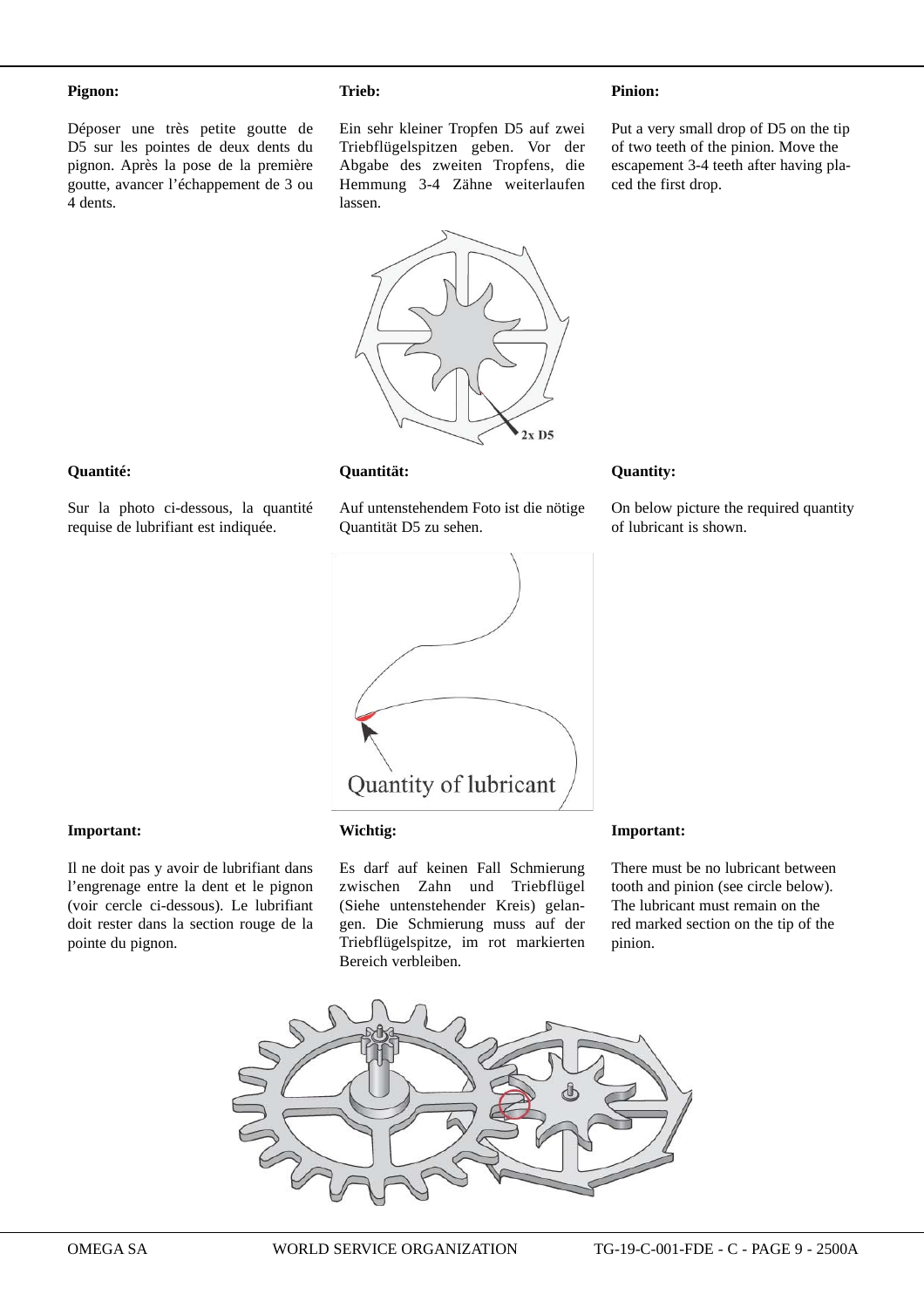**Pignon:**

Déposer une très petite goutte de D5 sur les pointes de deux dents du pignon. Après la pose de la première goutte, avancer l'échappement de 3 ou 4 dents.

**Trieb:**

Ein sehr kleiner Tropfen D5 auf zwei Triebflügelspitzen geben. Vor der Abgabe des zweiten Tropfens, die Hemmung 3-4 Zähne weiterlaufen lassen.

**Pinion:**

Put a very small drop of D5 on the tip of two teeth of the pinion. Move the escapement 3-4 teeth after having placed the first drop.

2x D5

**Quantité:**

Sur la photo ci-dessous, la quantité requise de lubrifiant est indiquée.

**Quantität:**

Auf untenstehendem Foto ist die nötige Quantität D5 zu sehen.

**Quantity:**

On below picture the required quantity of lubricant is shown.

Quantity of lubricant

**Important:**

Il ne doit pas y avoir de lubrifiant dans l'engrenage entre la dent et le pignon (voir cercle ci-dessous). Le lubrifiant doit rester dans la section rouge de la pointe du pignon.

**Wichtig:**

Es darf auf keinen Fall Schmierung zwischen Zahn und Triebflügel (Siehe untenstehender Kreis) gelangen. Die Schmierung muss auf der Triebflügelspitze, im rot markierten Bereich verbleiben.

**Important:**

There must be no lubricant between tooth and pinion (see circle below). The lubricant must remain on the red marked section on the tip of the pinion.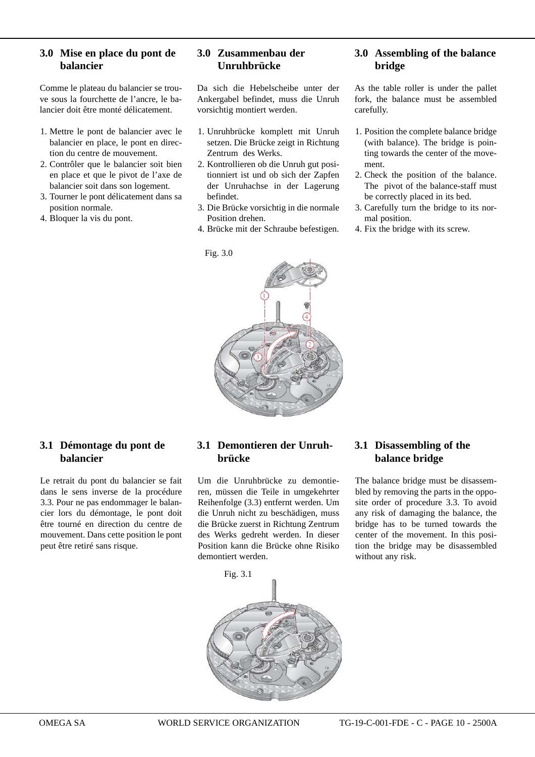## 3.0 Mise en place du pont de balancier

Comme le plateau du balancier se trouve sous la fourchette de l'ancre, le balancier doit être monté délicatement.

1. Mettre le pont de balancier avec le balancier en place, le pont en direction du centre de mouvement.
2. Contrôler que le balancier soit bien en place et que le pivot de l'axe de balancier soit dans son logement.
3. Tourner le pont délicatement dans sa position normale.
4. Bloquer la vis du pont.

## 3.0 Zusammenbau der Unruhbrücke

Da sich die Hebelscheibe unter der Ankergabel befindet, muss die Unruh vorsichtig montiert werden.

1. Unruhbrücke komplett mit Unruh setzen. Die Brücke zeigt in Richtung Zentrum des Werks.
2. Kontrollieren ob die Unruh gut positionniert ist und ob sich der Zapfen der Unruhachse in der Lagerung befindet.
3. Die Brücke vorsichtig in die normale Position drehen.
4. Brücke mit der Schraube befestigen.

## 3.0 Assembling of the balance bridge

As the table roller is under the pallet fork, the balance must be assembled carefully.

1. Position the complete balance bridge (with balance). The bridge is pointing towards the center of the movement.
2. Check the position of the balance. The pivot of the balance-staff must be correctly placed in its bed.
3. Carefully turn the bridge to its normal position.
4. Fix the bridge with its screw.

Fig. 3.0

## 3.1 Démontage du pont de balancier

Le retrait du pont du balancier se fait dans le sens inverse de la procédure 3.3. Pour ne pas endommager le balancier lors du démontage, le pont doit être tourné en direction du centre de mouvement. Dans cette position le pont peut être retiré sans risque.

## 3.1 Demontieren der Unruhbrücke

Um die Unruhbrücke zu demontieren, müssen die Teile in umgekehrter Reihenfolge (3.3) entfernt werden. Um die Unruh nicht zu beschädigen, muss die Brücke zuerst in Richtung Zentrum des Werks gedreht werden. In dieser Position kann die Brücke ohne Risiko demontiert werden.

## 3.1 Disassembling of the balance bridge

The balance bridge must be disassembled by removing the parts in the opposite order of procedure 3.3. To avoid any risk of damaging the balance, the bridge has to be turned towards the center of the movement. In this position the bridge may be disassembled without any risk.

Fig. 3.1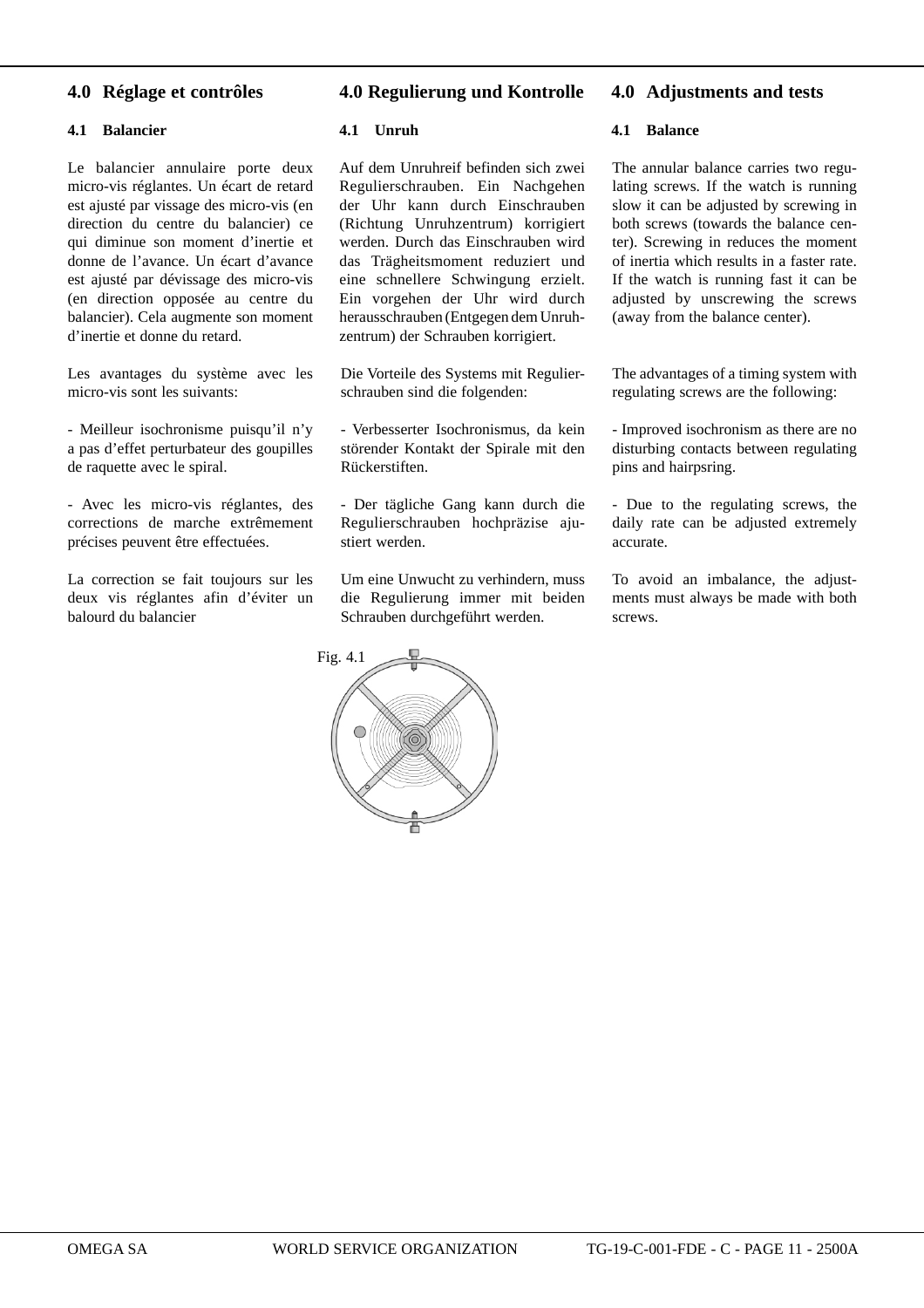## 4.0 Réglage et contrôles

### 4.1 Balancier

Le balancier annulaire porte deux micro-vis réglantes. Un écart de retard est ajusté par vissage des micro-vis (en direction du centre du balancier) ce qui diminue son moment d'inertie et donne de l'avance. Un écart d'avance est ajusté par dévissage des micro-vis (en direction opposée au centre du balancier). Cela augmente son moment d'inertie et donne du retard.

Les avantages du système avec les micro-vis sont les suivants:

- Meilleur isochronisme puisqu'il n'y a pas d'effet perturbateur des goupilles de raquette avec le spiral.

- Avec les micro-vis réglantes, des corrections de marche extrêmement précises peuvent être effectuées.

La correction se fait toujours sur les deux vis réglantes afin d'éviter un balourd du balancier

## 4.0 Regulierung und Kontrolle

### 4.1 Unruh

Auf dem Unruhreif befinden sich zwei Regulierschrauben. Ein Nachgehen der Uhr kann durch Einschrauben (Richtung Unruhzentrum) korrigiert werden. Durch das Einschrauben wird das Trägheitsmoment reduziert und eine schnellere Schwingung erzielt. Ein vorgehen der Uhr wird durch herausschrauben (Entgegen dem Unruhzentrum) der Schrauben korrigiert.

Die Vorteile des Systems mit Regulierschrauben sind die folgenden:

- Verbesserter Isochronismus, da kein störender Kontakt der Spirale mit den Rückerstiften.

- Der tägliche Gang kann durch die Regulierschrauben hochpräzise ajustiert werden.

Um eine Unwucht zu verhindern, muss die Regulierung immer mit beiden Schrauben durchgeführt werden.

## 4.0 Adjustments and tests

### 4.1 Balance

The annular balance carries two regulating screws. If the watch is running slow it can be adjusted by screwing in both screws (towards the balance center). Screwing in reduces the moment of inertia which results in a faster rate. If the watch is running fast it can be adjusted by unscrewing the screws (away from the balance center).

The advantages of a timing system with regulating screws are the following:

- Improved isochronism as there are no disturbing contacts between regulating pins and hairpsring.

- Due to the regulating screws, the daily rate can be adjusted extremely accurate.

To avoid an imbalance, the adjustments must always be made with both screws.

Fig. 4.1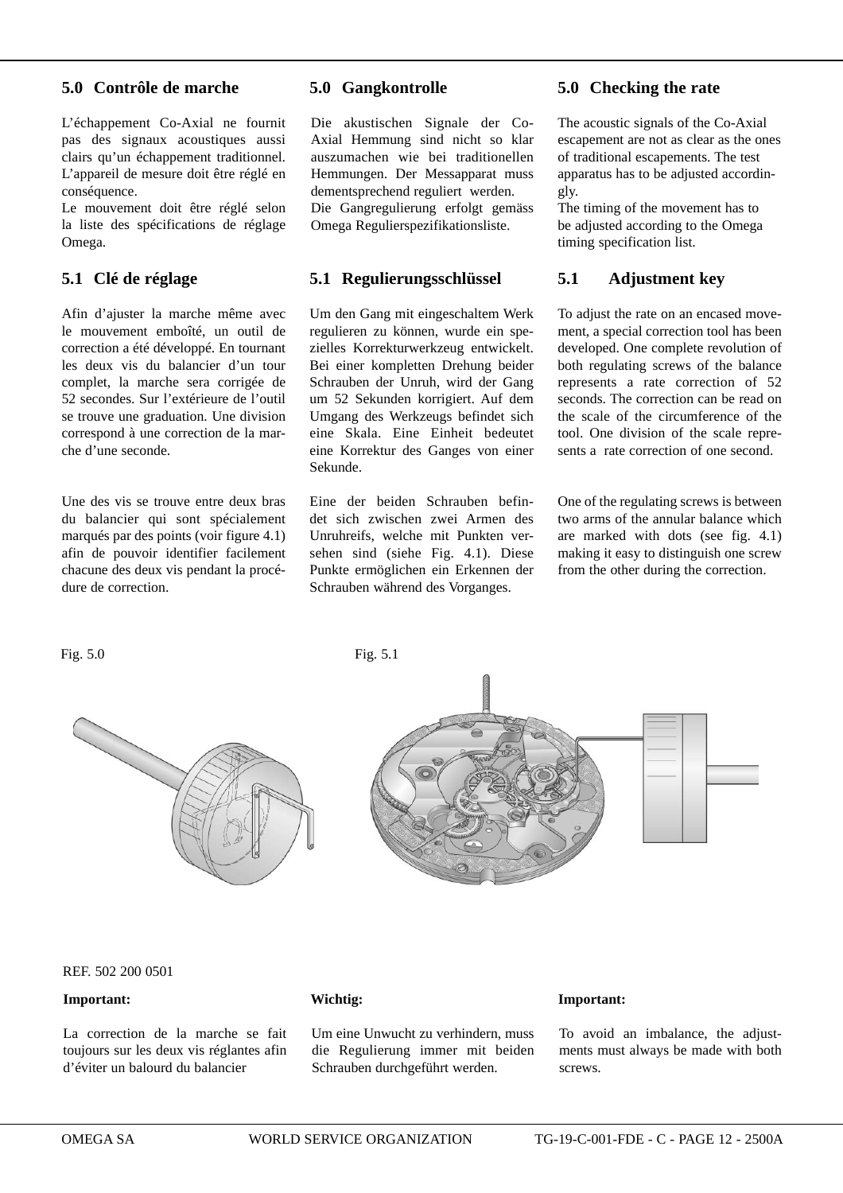## 5.0 Contrôle de marche

L'échappement Co-Axial ne fournit pas des signaux acoustiques aussi clairs qu'un échappement traditionnel. L'appareil de mesure doit être réglé en conséquence.
Le mouvement doit être réglé selon la liste des spécifications de réglage Omega.

## 5.1 Clé de réglage

Afin d'ajuster la marche même avec le mouvement emboîté, un outil de correction a été développé. En tournant les deux vis du balancier d'un tour complet, la marche sera corrigée de 52 secondes. Sur l'extérieure de l'outil se trouve une graduation. Une division correspond à une correction de la marche d'une seconde.

Une des vis se trouve entre deux bras du balancier qui sont spécialement marqués par des points (voir figure 4.1) afin de pouvoir identifier facilement chacune des deux vis pendant la procédure de correction.

## 5.0 Gangkontrolle

Die akustischen Signale der Co-Axial Hemmung sind nicht so klar auszumachen wie bei traditionellen Hemmungen. Der Messapparat muss dementsprechend reguliert werden.
Die Gangregulierung erfolgt gemäss Omega Regulierspezifikationsliste.

## 5.1 Regulierungsschlüssel

Um den Gang mit eingeschaltem Werk regulieren zu können, wurde ein spezielles Korrekturwerkzeug entwickelt. Bei einer kompletten Drehung beider Schrauben der Unruh, wird der Gang um 52 Sekunden korrigiert. Auf dem Umgang des Werkzeugs befindet sich eine Skala. Eine Einheit bedeutet eine Korrektur des Ganges von einer Sekunde.

Eine der beiden Schrauben befindet sich zwischen zwei Armen des Unruhreifs, welche mit Punkten versehen sind (siehe Fig. 4.1). Diese Punkte ermöglichen ein Erkennen der Schrauben während des Vorganges.

## 5.0 Checking the rate

The acoustic signals of the Co-Axial escapement are not as clear as the ones of traditional escapements. The test apparatus has to be adjusted accordingly.
The timing of the movement has to be adjusted according to the Omega timing specification list.

## 5.1 Adjustment key

To adjust the rate on an encased movement, a special correction tool has been developed. One complete revolution of both regulating screws of the balance represents a rate correction of 52 seconds. The correction can be read on the scale of the circumference of the tool. One division of the scale represents a rate correction of one second.

One of the regulating screws is between two arms of the annular balance which are marked with dots (see fig. 4.1) making it easy to distinguish one screw from the other during the correction.

Fig. 5.0

Fig. 5.1

REF. 502 200 0501

**Important:**

La correction de la marche se fait toujours sur les deux vis réglantes afin d'éviter un balourd du balancier

**Wichtig:**

Um eine Unwucht zu verhindern, muss die Regulierung immer mit beiden Schrauben durchgeführt werden.

**Important:**

To avoid an imbalance, the adjustments must always be made with both screws.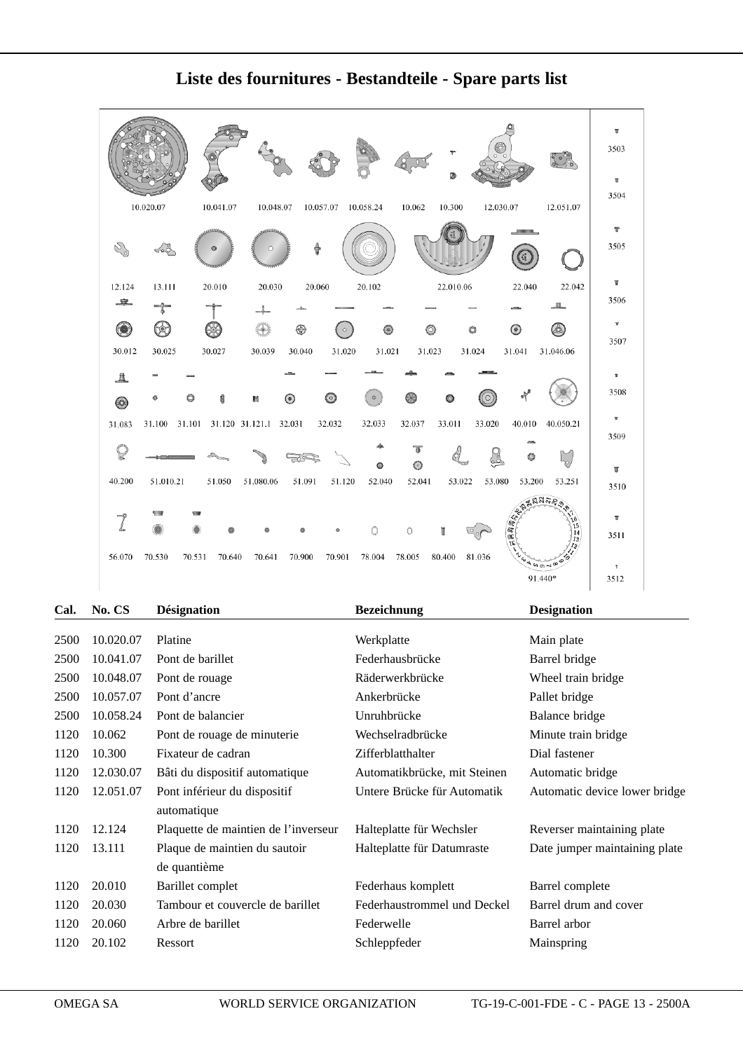# Liste des fournitures - Bestandteile - Spare parts list

10.020.07 10.041.07 10.048.07 10.057.07 10.058.24 10.062 10.300 12.030.07 12.051.07

12.124 13.111 20.010 20.030 20.060 20.102 22.010.06 22.040 22.042

30.012 30.025 30.027 30.039 30.040 31.020 31.021 31.023 31.024 31.041 31.046.06

31.083 31.100 31.101 31.120 31.121.1 32.031 32.032 32.033 32.037 33.011 33.020 40.010 40.050.21

40.200 51.010.21 51.050 51.080.06 51.091 51.120 52.040 52.041 53.022 53.080 53.200 53.251

56.070 70.530 70.531 70.640 70.641 70.900 70.901 78.004 78.005 80.400 81.036 91.440*

3503 3504 3505 3506 3507 3508 3509 3510 3511 3512

| Cal. | No. CS | Désignation | Bezeichnung | Designation |
|---|---|---|---|---|
| 2500 | 10.020.07 | Platine | Werkplatte | Main plate |
| 2500 | 10.041.07 | Pont de barillet | Federhausbrücke | Barrel bridge |
| 2500 | 10.048.07 | Pont de rouage | Räderwerkbrücke | Wheel train bridge |
| 2500 | 10.057.07 | Pont d’ancre | Ankerbrücke | Pallet bridge |
| 2500 | 10.058.24 | Pont de balancier | Unruhbrücke | Balance bridge |
| 1120 | 10.062 | Pont de rouage de minuterie | Wechselradbrücke | Minute train bridge |
| 1120 | 10.300 | Fixateur de cadran | Zifferblatthalter | Dial fastener |
| 1120 | 12.030.07 | Bâti du dispositif automatique | Automatikbrücke, mit Steinen | Automatic bridge |
| 1120 | 12.051.07 | Pont inférieur du dispositif automatique | Untere Brücke für Automatik | Automatic device lower bridge |
| 1120 | 12.124 | Plaquette de maintien de l’inverseur | Halteplatte für Wechsler | Reverser maintaining plate |
| 1120 | 13.111 | Plaque de maintien du sautoir de quantième | Halteplatte für Datumraste | Date jumper maintaining plate |
| 1120 | 20.010 | Barillet complet | Federhaus komplett | Barrel complete |
| 1120 | 20.030 | Tambour et couvercle de barillet | Federhaustrommel und Deckel | Barrel drum and cover |
| 1120 | 20.060 | Arbre de barillet | Federwelle | Barrel arbor |
| 1120 | 20.102 | Ressort | Schleppfeder | Mainspring |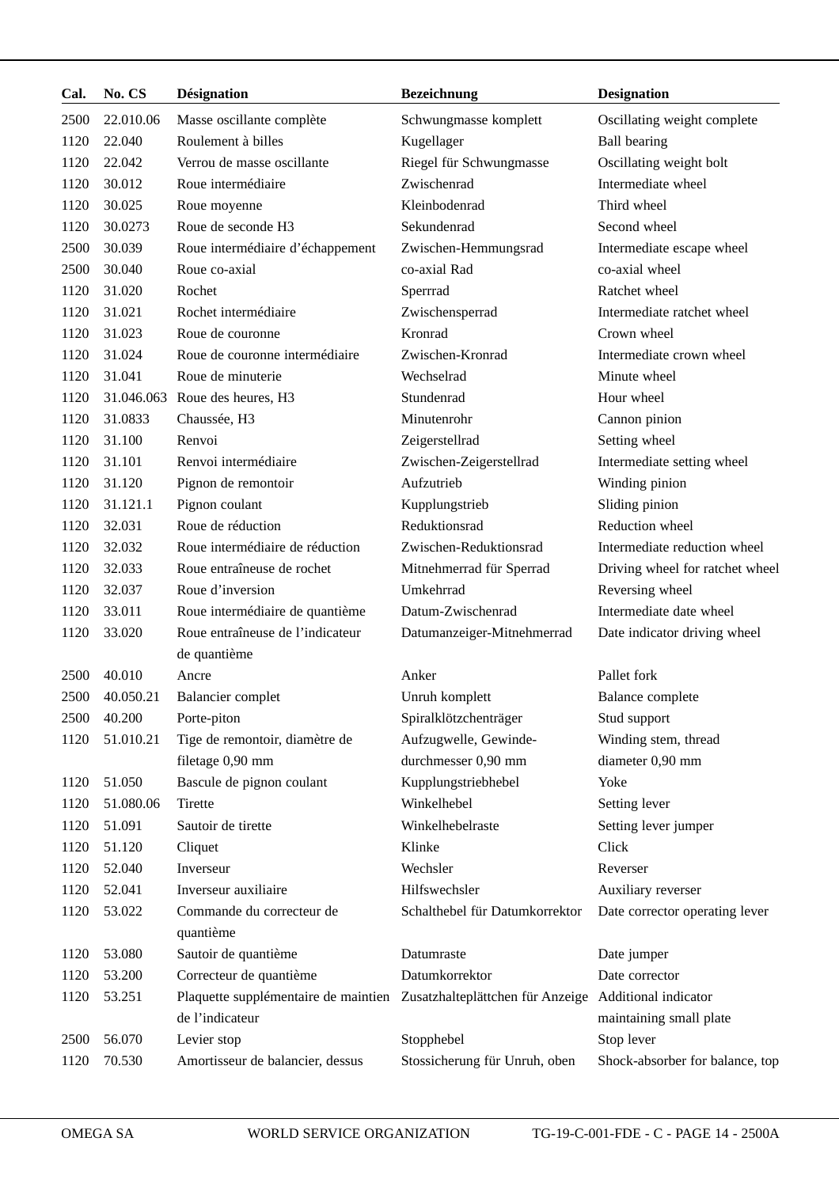| Cal. | No. CS | Désignation | Bezeichnung | Designation |
|---|---|---|---|---|
| 2500 | 22.010.06 | Masse oscillante complète | Schwungmasse komplett | Oscillating weight complete |
| 1120 | 22.040 | Roulement à billes | Kugellager | Ball bearing |
| 1120 | 22.042 | Verrou de masse oscillante | Riegel für Schwungmasse | Oscillating weight bolt |
| 1120 | 30.012 | Roue intermédiaire | Zwischenrad | Intermediate wheel |
| 1120 | 30.025 | Roue moyenne | Kleinbodenrad | Third wheel |
| 1120 | 30.0273 | Roue de seconde H3 | Sekundenrad | Second wheel |
| 2500 | 30.039 | Roue intermédiaire d'échappement | Zwischen-Hemmungsrad | Intermediate escape wheel |
| 2500 | 30.040 | Roue co-axial | co-axial Rad | co-axial wheel |
| 1120 | 31.020 | Rochet | Sperrrad | Ratchet wheel |
| 1120 | 31.021 | Rochet intermédiaire | Zwischensperrad | Intermediate ratchet wheel |
| 1120 | 31.023 | Roue de couronne | Kronrad | Crown wheel |
| 1120 | 31.024 | Roue de couronne intermédiaire | Zwischen-Kronrad | Intermediate crown wheel |
| 1120 | 31.041 | Roue de minuterie | Wechselrad | Minute wheel |
| 1120 | 31.046.063 | Roue des heures, H3 | Stundenrad | Hour wheel |
| 1120 | 31.0833 | Chaussée, H3 | Minutenrohr | Cannon pinion |
| 1120 | 31.100 | Renvoi | Zeigerstellrad | Setting wheel |
| 1120 | 31.101 | Renvoi intermédiaire | Zwischen-Zeigerstellrad | Intermediate setting wheel |
| 1120 | 31.120 | Pignon de remontoir | Aufzutrieb | Winding pinion |
| 1120 | 31.121.1 | Pignon coulant | Kupplungstrieb | Sliding pinion |
| 1120 | 32.031 | Roue de réduction | Reduktionsrad | Reduction wheel |
| 1120 | 32.032 | Roue intermédiaire de réduction | Zwischen-Reduktionsrad | Intermediate reduction wheel |
| 1120 | 32.033 | Roue entraîneuse de rochet | Mitnehmerrad für Sperrad | Driving wheel for ratchet wheel |
| 1120 | 32.037 | Roue d'inversion | Umkehrrad | Reversing wheel |
| 1120 | 33.011 | Roue intermédiaire de quantième | Datum-Zwischenrad | Intermediate date wheel |
| 1120 | 33.020 | Roue entraîneuse de l'indicateur de quantième | Datumanzeiger-Mitnehmerrad | Date indicator driving wheel |
| 2500 | 40.010 | Ancre | Anker | Pallet fork |
| 2500 | 40.050.21 | Balancier complet | Unruh komplett | Balance complete |
| 2500 | 40.200 | Porte-piton | Spiralklötzchenträger | Stud support |
| 1120 | 51.010.21 | Tige de remontoir, diamètre de filetage 0,90 mm | Aufzugwelle, Gewinde-durchmesser 0,90 mm | Winding stem, thread diameter 0,90 mm |
| 1120 | 51.050 | Bascule de pignon coulant | Kupplungstriebhebel | Yoke |
| 1120 | 51.080.06 | Tirette | Winkelhebel | Setting lever |
| 1120 | 51.091 | Sautoir de tirette | Winkelhebelraste | Setting lever jumper |
| 1120 | 51.120 | Cliquet | Klinke | Click |
| 1120 | 52.040 | Inverseur | Wechsler | Reverser |
| 1120 | 52.041 | Inverseur auxiliaire | Hilfswechsler | Auxiliary reverser |
| 1120 | 53.022 | Commande du correcteur de quantième | Schalthebel für Datumkorrektor | Date corrector operating lever |
| 1120 | 53.080 | Sautoir de quantième | Datumraste | Date jumper |
| 1120 | 53.200 | Correcteur de quantième | Datumkorrektor | Date corrector |
| 1120 | 53.251 | Plaquette supplémentaire de maintien de l'indicateur | Zusatzhalteplättchen für Anzeige | Additional indicator maintaining small plate |
| 2500 | 56.070 | Levier stop | Stopphebel | Stop lever |
| 1120 | 70.530 | Amortisseur de balancier, dessus | Stossicherung für Unruh, oben | Shock-absorber for balance, top |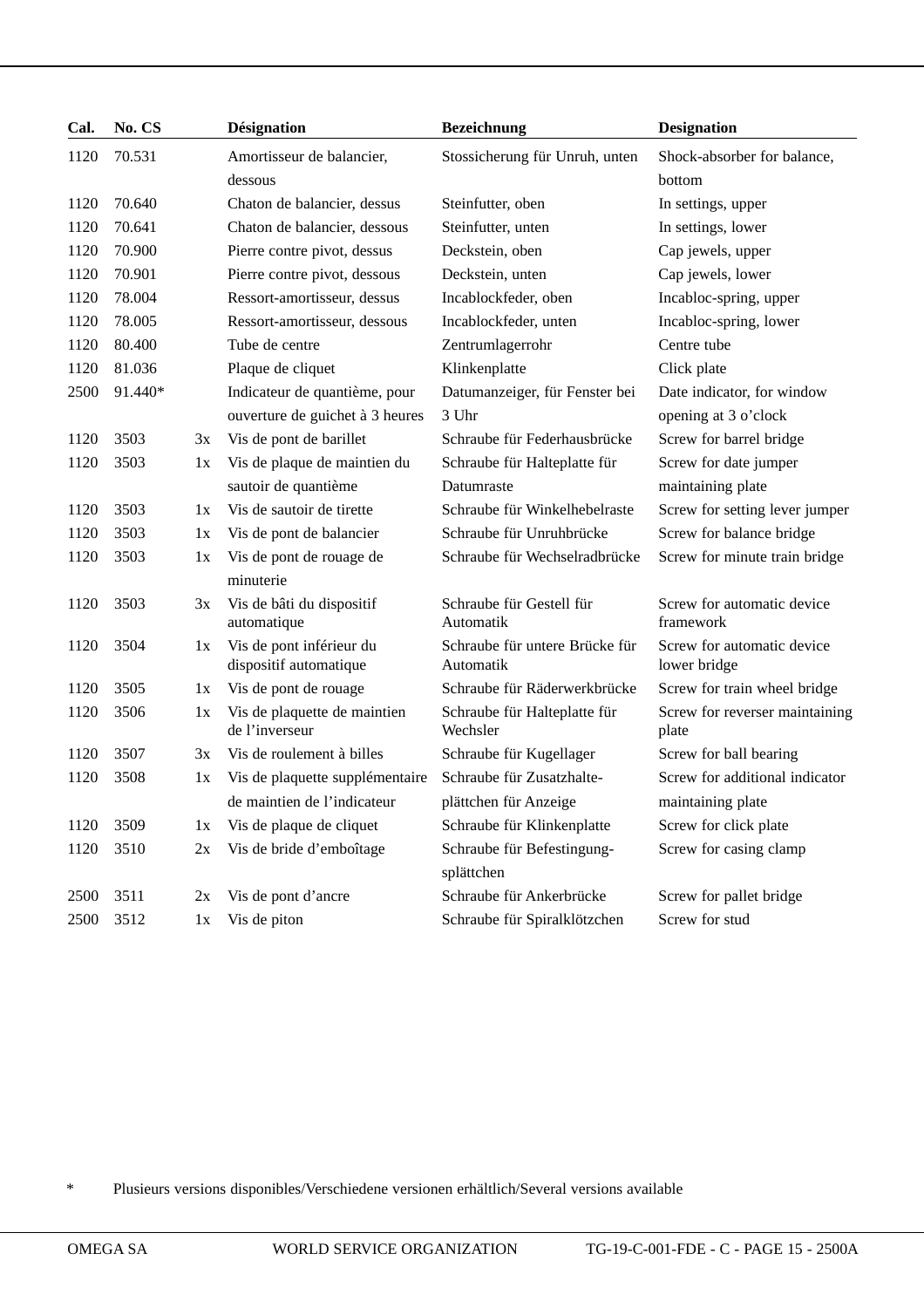| Cal. | No. CS | | Désignation | Bezeichnung | Designation |
|---|---|---|---|---|---|
| 1120 | 70.531 | | Amortisseur de balancier, dessous | Stossicherung für Unruh, unten | Shock-absorber for balance, bottom |
| 1120 | 70.640 | | Chaton de balancier, dessus | Steinfutter, oben | In settings, upper |
| 1120 | 70.641 | | Chaton de balancier, dessous | Steinfutter, unten | In settings, lower |
| 1120 | 70.900 | | Pierre contre pivot, dessus | Deckstein, oben | Cap jewels, upper |
| 1120 | 70.901 | | Pierre contre pivot, dessous | Deckstein, unten | Cap jewels, lower |
| 1120 | 78.004 | | Ressort-amortisseur, dessus | Incablockfeder, oben | Incabloc-spring, upper |
| 1120 | 78.005 | | Ressort-amortisseur, dessous | Incablockfeder, unten | Incabloc-spring, lower |
| 1120 | 80.400 | | Tube de centre | Zentrumlagerrohr | Centre tube |
| 1120 | 81.036 | | Plaque de cliquet | Klinkenplatte | Click plate |
| 2500 | 91.440* | | Indicateur de quantième, pour ouverture de guichet à 3 heures | Datumanzeiger, für Fenster bei 3 Uhr | Date indicator, for window opening at 3 o'clock |
| 1120 | 3503 | 3x | Vis de pont de barillet | Schraube für Federhausbrücke | Screw for barrel bridge |
| 1120 | 3503 | 1x | Vis de plaque de maintien du sautoir de quantième | Schraube für Halteplatte für Datumraste | Screw for date jumper maintaining plate |
| 1120 | 3503 | 1x | Vis de sautoir de tirette | Schraube für Winkelhebelraste | Screw for setting lever jumper |
| 1120 | 3503 | 1x | Vis de pont de balancier | Schraube für Unruhbrücke | Screw for balance bridge |
| 1120 | 3503 | 1x | Vis de pont de rouage de minuterie | Schraube für Wechselradbrücke | Screw for minute train bridge |
| 1120 | 3503 | 3x | Vis de bâti du dispositif automatique | Schraube für Gestell für Automatik | Screw for automatic device framework |
| 1120 | 3504 | 1x | Vis de pont inférieur du dispositif automatique | Schraube für untere Brücke für Automatik | Screw for automatic device lower bridge |
| 1120 | 3505 | 1x | Vis de pont de rouage | Schraube für Räderwerkbrücke | Screw for train wheel bridge |
| 1120 | 3506 | 1x | Vis de plaquette de maintien de l'inverseur | Schraube für Halteplatte für Wechsler | Screw for reverser maintaining plate |
| 1120 | 3507 | 3x | Vis de roulement à billes | Schraube für Kugellager | Screw for ball bearing |
| 1120 | 3508 | 1x | Vis de plaquette supplémentaire de maintien de l'indicateur | Schraube für Zusatzhalte-plättchen für Anzeige | Screw for additional indicator maintaining plate |
| 1120 | 3509 | 1x | Vis de plaque de cliquet | Schraube für Klinkenplatte | Screw for click plate |
| 1120 | 3510 | 2x | Vis de bride d'emboîtage | Schraube für Befestingung-splättchen | Screw for casing clamp |
| 2500 | 3511 | 2x | Vis de pont d'ancre | Schraube für Ankerbrücke | Screw for pallet bridge |
| 2500 | 3512 | 1x | Vis de piton | Schraube für Spiralklötzchen | Screw for stud |

\* Plusieurs versions disponibles/Verschiedene versionen erhältlich/Several versions available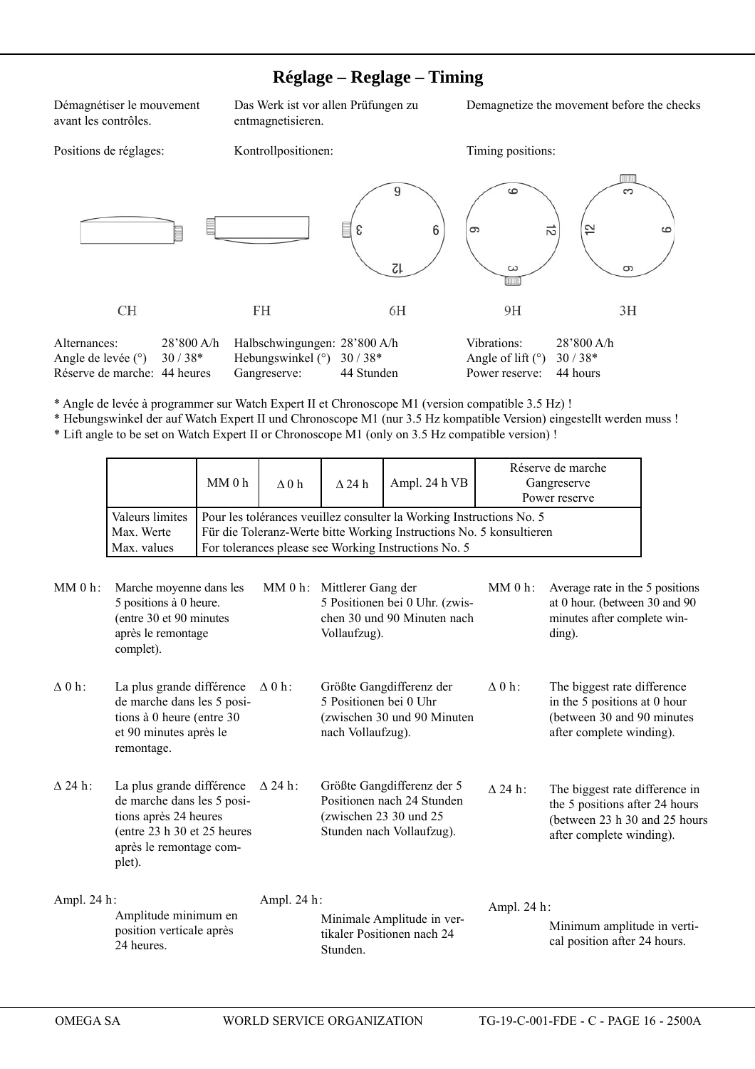# Réglage – Reglage – Timing

Démagnétiser le mouvement avant les contrôles.

Das Werk ist vor allen Prüfungen zu entmagnetisieren.

Demagnetize the movement before the checks

Positions de réglages:

Kontrollpositionen:

Timing positions:

CH FH 6H 9H 3H

Alternances: 28’800 A/h
Angle de levée (°) 30 / 38*
Réserve de marche: 44 heures

Halbschwingungen: 28’800 A/h
Hebungswinkel (°) 30 / 38*
Gangreserve: 44 Stunden

Vibrations: 28’800 A/h
Angle of lift (°) 30 / 38*
Power reserve: 44 hours

\* Angle de levée à programmer sur Watch Expert II et Chronoscope M1 (version compatible 3.5 Hz) !
\* Hebungswinkel der auf Watch Expert II und Chronoscope M1 (nur 3.5 Hz kompatible Version) eingestellt werden muss !
\* Lift angle to be set on Watch Expert II or Chronoscope M1 (only on 3.5 Hz compatible version) !

| | MM 0 h | Δ 0 h | Δ 24 h | Ampl. 24 h VB | Réserve de marche<br>Gangreserve<br>Power reserve |
|---|---|---|---|---|---|
| Valeurs limites<br>Max. Werte<br>Max. values | Pour les tolérances veuillez consulter la Working Instructions No. 5<br>Für die Toleranz-Werte bitte Working Instructions No. 5 konsultieren<br>For tolerances please see Working Instructions No. 5 | | | | |

**MM 0 h:** Marche moyenne dans les 5 positions à 0 heure. (entre 30 et 90 minutes après le remontage complet).

**MM 0 h:** Mittlerer Gang der 5 Positionen bei 0 Uhr. (zwischen 30 und 90 Minuten nach Vollaufzug).

**MM 0 h:** Average rate in the 5 positions at 0 hour. (between 30 and 90 minutes after complete winding).

**Δ 0 h:** La plus grande différence de marche dans les 5 positions à 0 heure (entre 30 et 90 minutes après le remontage.

**Δ 0 h:** Größte Gangdifferenz der 5 Positionen bei 0 Uhr (zwischen 30 und 90 Minuten nach Vollaufzug).

**Δ 0 h:** The biggest rate difference in the 5 positions at 0 hour (between 30 and 90 minutes after complete winding).

**Δ 24 h:** La plus grande différence de marche dans les 5 positions après 24 heures (entre 23 h 30 et 25 heures après le remontage complet).

**Δ 24 h:** Größte Gangdifferenz der 5 Positionen nach 24 Stunden (zwischen 23 30 und 25 Stunden nach Vollaufzug).

**Δ 24 h:** The biggest rate difference in the 5 positions after 24 hours (between 23 h 30 and 25 hours after complete winding).

**Ampl. 24 h:** Amplitude minimum en position verticale après 24 heures.

**Ampl. 24 h:** Minimale Amplitude in vertikaler Positionen nach 24 Stunden.

**Ampl. 24 h:** Minimum amplitude in vertical position after 24 hours.